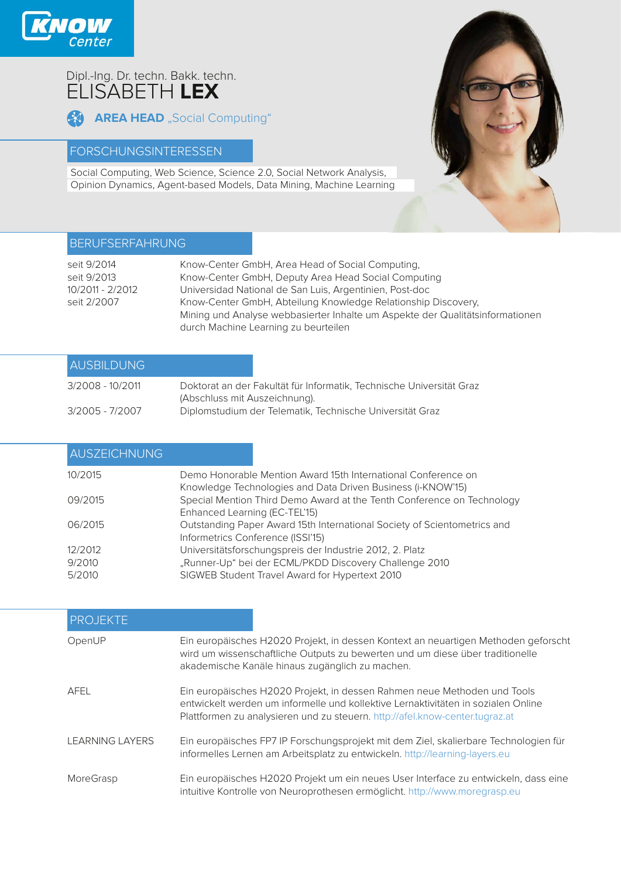KNOW Center

Dipl.-Ing. Dr. techn. Bakk. techn.

# ELISABETH **LEX**

**AREA HEAD** „Social Computing“

## FORSCHUNGSINTERESSEN

Social Computing, Web Science, Science 2.0, Social Network Analysis, Opinion Dynamics, Agent-based Models, Data Mining, Machine Learning

## BERUFSERFAHRUNG

| | |
|---|---|
| seit 9/2014 | Know-Center GmbH, Area Head of Social Computing, |
| seit 9/2013 | Know-Center GmbH, Deputy Area Head Social Computing |
| 10/2011 - 2/2012 | Universidad National de San Luis, Argentinien, Post-doc |
| seit 2/2007 | Know-Center GmbH, Abteilung Knowledge Relationship Discovery, Mining und Analyse webbasierter Inhalte um Aspekte der Qualitätsinformationen durch Machine Learning zu beurteilen |

## AUSBILDUNG

| | |
|---|---|
| 3/2008 - 10/2011 | Doktorat an der Fakultät für Informatik, Technische Universität Graz (Abschluss mit Auszeichnung). |
| 3/2005 - 7/2007 | Diplomstudium der Telematik, Technische Universität Graz |

## AUSZEICHNUNG

| | |
|---|---|
| 10/2015 | Demo Honorable Mention Award 15th International Conference on Knowledge Technologies and Data Driven Business (i-KNOW'15) |
| 09/2015 | Special Mention Third Demo Award at the Tenth Conference on Technology Enhanced Learning (EC-TEL'15) |
| 06/2015 | Outstanding Paper Award 15th International Society of Scientometrics and Informetrics Conference (ISSI'15) |
| 12/2012 | Universitätsforschungspreis der Industrie 2012, 2. Platz |
| 9/2010 | „Runner-Up“ bei der ECML/PKDD Discovery Challenge 2010 |
| 5/2010 | SIGWEB Student Travel Award for Hypertext 2010 |

## PROJEKTE

| | |
|---|---|
| OpenUP | Ein europäisches H2020 Projekt, in dessen Kontext an neuartigen Methoden geforscht wird um wissenschaftliche Outputs zu bewerten und um diese über traditionelle akademische Kanäle hinaus zugänglich zu machen. |
| AFEL | Ein europäisches H2020 Projekt, in dessen Rahmen neue Methoden und Tools entwickelt werden um informelle und kollektive Lernaktivitäten in sozialen Online Plattformen zu analysieren und zu steuern. http://afel.know-center.tugraz.at |
| LEARNING LAYERS | Ein europäisches FP7 IP Forschungsprojekt mit dem Ziel, skalierbare Technologien für informelles Lernen am Arbeitsplatz zu entwickeln. http://learning-layers.eu |
| MoreGrasp | Ein europäisches H2020 Projekt um ein neues User Interface zu entwickeln, dass eine intuitive Kontrolle von Neuroprothesen ermöglicht. http://www.moregrasp.eu |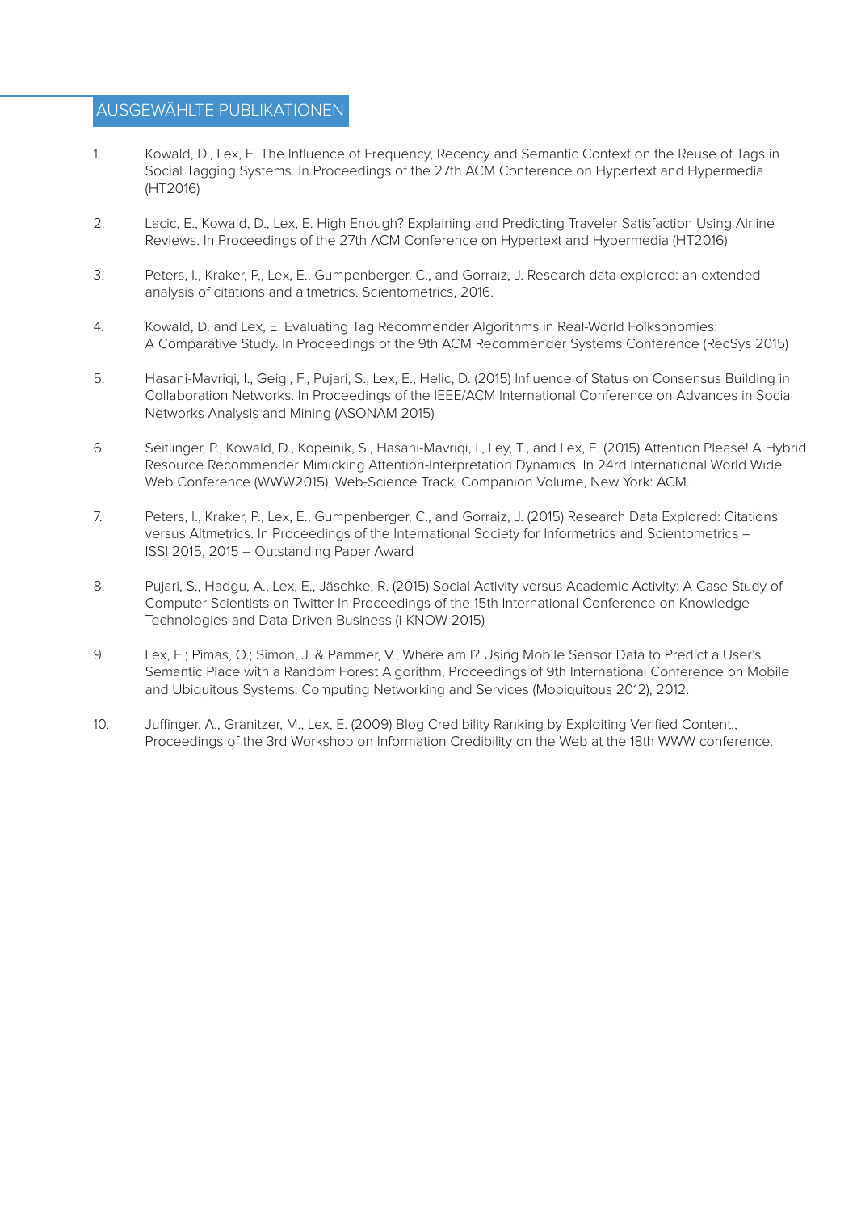## AUSGEWÄHLTE PUBLIKATIONEN

1. Kowald, D., Lex, E. The Influence of Frequency, Recency and Semantic Context on the Reuse of Tags in Social Tagging Systems. In Proceedings of the 27th ACM Conference on Hypertext and Hypermedia (HT2016)

2. Lacic, E., Kowald, D., Lex, E. High Enough? Explaining and Predicting Traveler Satisfaction Using Airline Reviews. In Proceedings of the 27th ACM Conference on Hypertext and Hypermedia (HT2016)

3. Peters, I., Kraker, P., Lex, E., Gumpenberger, C., and Gorraiz, J. Research data explored: an extended analysis of citations and altmetrics. Scientometrics, 2016.

4. Kowald, D. and Lex, E. Evaluating Tag Recommender Algorithms in Real-World Folksonomies: A Comparative Study. In Proceedings of the 9th ACM Recommender Systems Conference (RecSys 2015)

5. Hasani-Mavriqi, I., Geigl, F., Pujari, S., Lex, E., Helic, D. (2015) Influence of Status on Consensus Building in Collaboration Networks. In Proceedings of the IEEE/ACM International Conference on Advances in Social Networks Analysis and Mining (ASONAM 2015)

6. Seitlinger, P., Kowald, D., Kopeinik, S., Hasani-Mavriqi, I., Ley, T., and Lex, E. (2015) Attention Please! A Hybrid Resource Recommender Mimicking Attention-Interpretation Dynamics. In 24rd International World Wide Web Conference (WWW2015), Web-Science Track, Companion Volume, New York: ACM.

7. Peters, I., Kraker, P., Lex, E., Gumpenberger, C., and Gorraiz, J. (2015) Research Data Explored: Citations versus Altmetrics. In Proceedings of the International Society for Informetrics and Scientometrics – ISSI 2015, 2015 – Outstanding Paper Award

8. Pujari, S., Hadgu, A., Lex, E., Jäschke, R. (2015) Social Activity versus Academic Activity: A Case Study of Computer Scientists on Twitter In Proceedings of the 15th International Conference on Knowledge Technologies and Data-Driven Business (i-KNOW 2015)

9. Lex, E.; Pimas, O.; Simon, J. & Pammer, V., Where am I? Using Mobile Sensor Data to Predict a User's Semantic Place with a Random Forest Algorithm, Proceedings of 9th International Conference on Mobile and Ubiquitous Systems: Computing Networking and Services (Mobiquitous 2012), 2012.

10. Juffinger, A., Granitzer, M., Lex, E. (2009) Blog Credibility Ranking by Exploiting Verified Content., Proceedings of the 3rd Workshop on Information Credibility on the Web at the 18th WWW conference.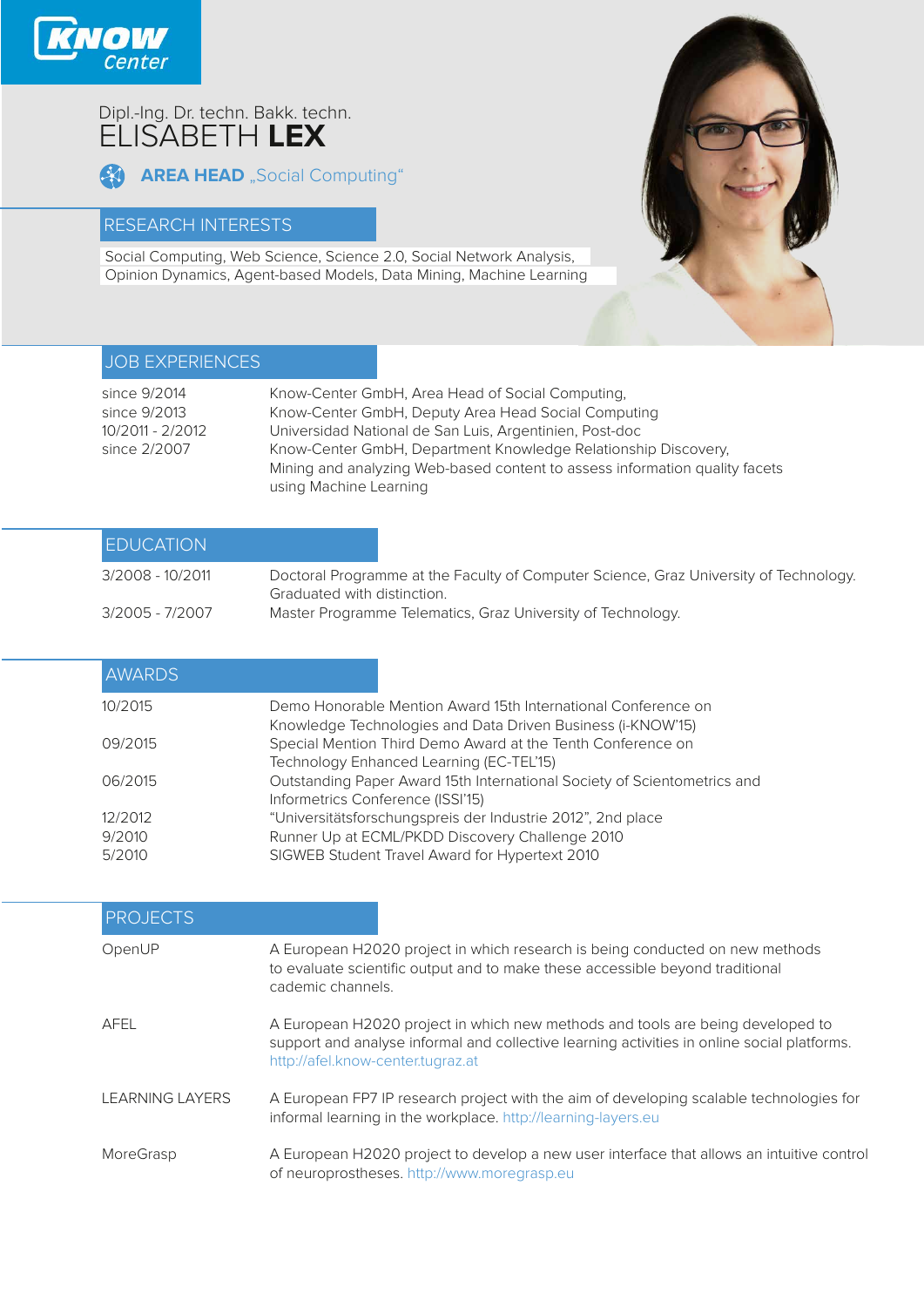Know Center

Dipl.-Ing. Dr. techn. Bakk. techn.

# ELISABETH **LEX**

**AREA HEAD** „Social Computing“

## RESEARCH INTERESTS

Social Computing, Web Science, Science 2.0, Social Network Analysis, Opinion Dynamics, Agent-based Models, Data Mining, Machine Learning

## JOB EXPERIENCES

| | |
|---|---|
| since 9/2014 | Know-Center GmbH, Area Head of Social Computing, |
| since 9/2013 | Know-Center GmbH, Deputy Area Head Social Computing |
| 10/2011 - 2/2012 | Universidad National de San Luis, Argentinien, Post-doc |
| since 2/2007 | Know-Center GmbH, Department Knowledge Relationship Discovery, Mining and analyzing Web-based content to assess information quality facets using Machine Learning |

## EDUCATION

| | |
|---|---|
| 3/2008 - 10/2011 | Doctoral Programme at the Faculty of Computer Science, Graz University of Technology. Graduated with distinction. |
| 3/2005 - 7/2007 | Master Programme Telematics, Graz University of Technology. |

## AWARDS

| | |
|---|---|
| 10/2015 | Demo Honorable Mention Award 15th International Conference on Knowledge Technologies and Data Driven Business (i-KNOW'15) |
| 09/2015 | Special Mention Third Demo Award at the Tenth Conference on Technology Enhanced Learning (EC-TEL'15) |
| 06/2015 | Outstanding Paper Award 15th International Society of Scientometrics and Informetrics Conference (ISSI'15) |
| 12/2012 | “Universitätsforschungspreis der Industrie 2012”, 2nd place |
| 9/2010 | Runner Up at ECML/PKDD Discovery Challenge 2010 |
| 5/2010 | SIGWEB Student Travel Award for Hypertext 2010 |

## PROJECTS

| | |
|---|---|
| OpenUP | A European H2020 project in which research is being conducted on new methods to evaluate scientific output and to make these accessible beyond traditional cademic channels. |
| AFEL | A European H2020 project in which new methods and tools are being developed to support and analyse informal and collective learning activities in online social platforms. http://afel.know-center.tugraz.at |
| LEARNING LAYERS | A European FP7 IP research project with the aim of developing scalable technologies for informal learning in the workplace. http://learning-layers.eu |
| MoreGrasp | A European H2020 project to develop a new user interface that allows an intuitive control of neuroprostheses. http://www.moregrasp.eu |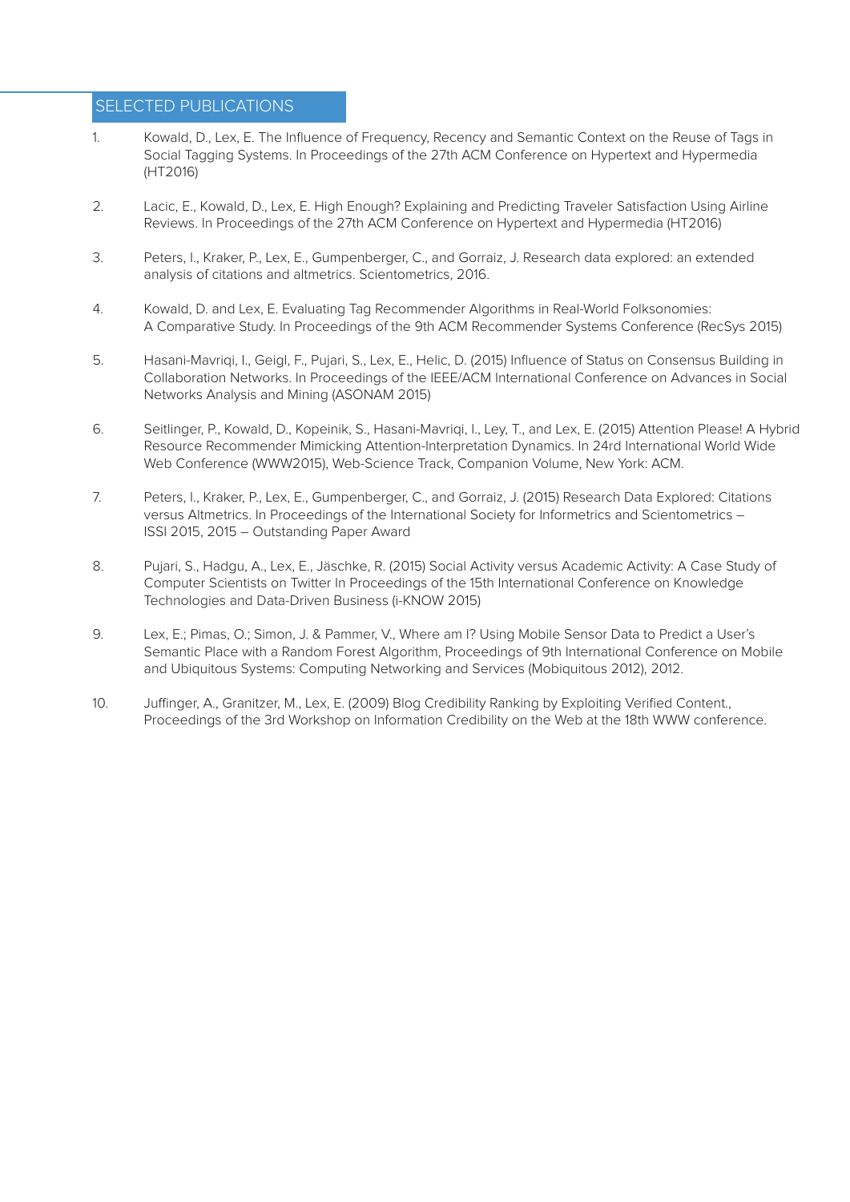## SELECTED PUBLICATIONS

1. Kowald, D., Lex, E. The Influence of Frequency, Recency and Semantic Context on the Reuse of Tags in Social Tagging Systems. In Proceedings of the 27th ACM Conference on Hypertext and Hypermedia (HT2016)

2. Lacic, E., Kowald, D., Lex, E. High Enough? Explaining and Predicting Traveler Satisfaction Using Airline Reviews. In Proceedings of the 27th ACM Conference on Hypertext and Hypermedia (HT2016)

3. Peters, I., Kraker, P., Lex, E., Gumpenberger, C., and Gorraiz, J. Research data explored: an extended analysis of citations and altmetrics. Scientometrics, 2016.

4. Kowald, D. and Lex, E. Evaluating Tag Recommender Algorithms in Real-World Folksonomies: A Comparative Study. In Proceedings of the 9th ACM Recommender Systems Conference (RecSys 2015)

5. Hasani-Mavriqi, I., Geigl, F., Pujari, S., Lex, E., Helic, D. (2015) Influence of Status on Consensus Building in Collaboration Networks. In Proceedings of the IEEE/ACM International Conference on Advances in Social Networks Analysis and Mining (ASONAM 2015)

6. Seitlinger, P., Kowald, D., Kopeinik, S., Hasani-Mavriqi, I., Ley, T., and Lex, E. (2015) Attention Please! A Hybrid Resource Recommender Mimicking Attention-Interpretation Dynamics. In 24rd International World Wide Web Conference (WWW2015), Web-Science Track, Companion Volume, New York: ACM.

7. Peters, I., Kraker, P., Lex, E., Gumpenberger, C., and Gorraiz, J. (2015) Research Data Explored: Citations versus Altmetrics. In Proceedings of the International Society for Informetrics and Scientometrics – ISSI 2015, 2015 – Outstanding Paper Award

8. Pujari, S., Hadgu, A., Lex, E., Jäschke, R. (2015) Social Activity versus Academic Activity: A Case Study of Computer Scientists on Twitter In Proceedings of the 15th International Conference on Knowledge Technologies and Data-Driven Business (i-KNOW 2015)

9. Lex, E.; Pimas, O.; Simon, J. & Pammer, V., Where am I? Using Mobile Sensor Data to Predict a User's Semantic Place with a Random Forest Algorithm, Proceedings of 9th International Conference on Mobile and Ubiquitous Systems: Computing Networking and Services (Mobiquitous 2012), 2012.

10. Juffinger, A., Granitzer, M., Lex, E. (2009) Blog Credibility Ranking by Exploiting Verified Content., Proceedings of the 3rd Workshop on Information Credibility on the Web at the 18th WWW conference.